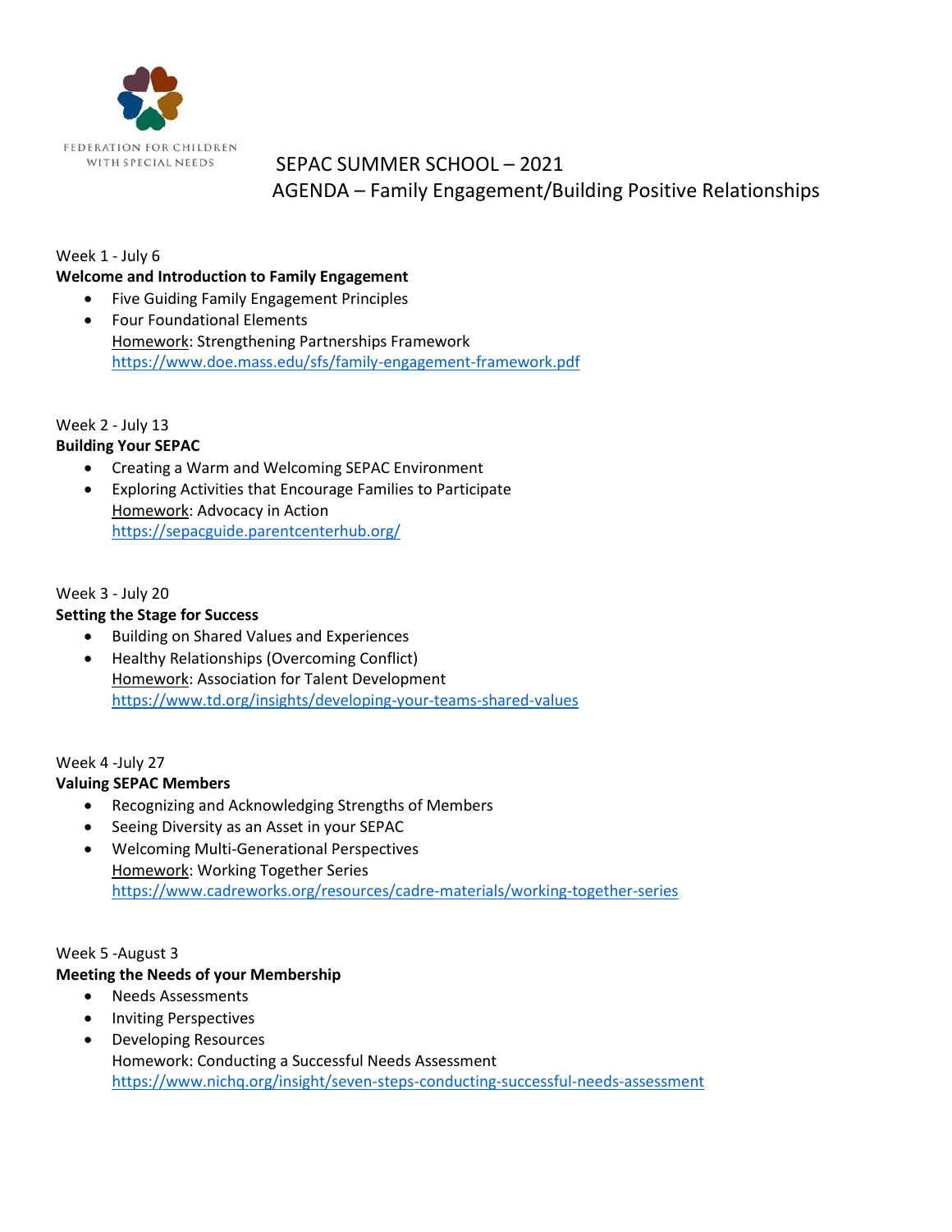FEDERATION FOR CHILDREN WITH SPECIAL NEEDS

# SEPAC SUMMER SCHOOL – 2021

## AGENDA – Family Engagement/Building Positive Relationships

Week 1 - July 6

**Welcome and Introduction to Family Engagement**

- Five Guiding Family Engagement Principles
- Four Foundational Elements

  Homework: Strengthening Partnerships Framework

  https://www.doe.mass.edu/sfs/family-engagement-framework.pdf

Week 2 - July 13

**Building Your SEPAC**

- Creating a Warm and Welcoming SEPAC Environment
- Exploring Activities that Encourage Families to Participate

  Homework: Advocacy in Action

  https://sepacguide.parentcenterhub.org/

Week 3 - July 20

**Setting the Stage for Success**

- Building on Shared Values and Experiences
- Healthy Relationships (Overcoming Conflict)

  Homework: Association for Talent Development

  https://www.td.org/insights/developing-your-teams-shared-values

Week 4 -July 27

**Valuing SEPAC Members**

- Recognizing and Acknowledging Strengths of Members
- Seeing Diversity as an Asset in your SEPAC
- Welcoming Multi-Generational Perspectives

  Homework: Working Together Series

  https://www.cadreworks.org/resources/cadre-materials/working-together-series

Week 5 -August 3

**Meeting the Needs of your Membership**

- Needs Assessments
- Inviting Perspectives
- Developing Resources

  Homework: Conducting a Successful Needs Assessment

  https://www.nichq.org/insight/seven-steps-conducting-successful-needs-assessment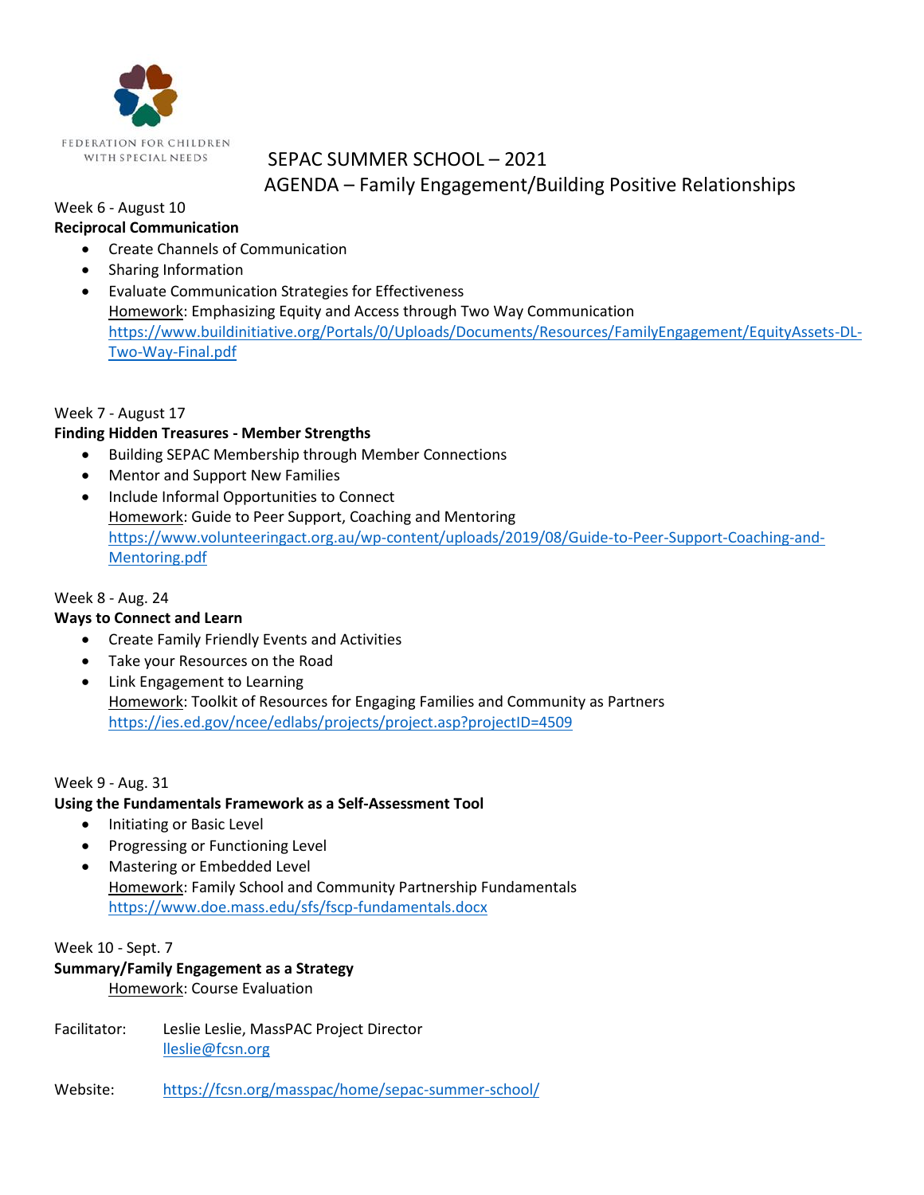FEDERATION FOR CHILDREN WITH SPECIAL NEEDS

# SEPAC SUMMER SCHOOL – 2021

## AGENDA – Family Engagement/Building Positive Relationships

Week 6 - August 10

**Reciprocal Communication**

- Create Channels of Communication
- Sharing Information
- Evaluate Communication Strategies for Effectiveness

  Homework: Emphasizing Equity and Access through Two Way Communication
  https://www.buildinitiative.org/Portals/0/Uploads/Documents/Resources/FamilyEngagement/EquityAssets-DL-Two-Way-Final.pdf

Week 7 - August 17

**Finding Hidden Treasures - Member Strengths**

- Building SEPAC Membership through Member Connections
- Mentor and Support New Families
- Include Informal Opportunities to Connect

  Homework: Guide to Peer Support, Coaching and Mentoring
  https://www.volunteeringact.org.au/wp-content/uploads/2019/08/Guide-to-Peer-Support-Coaching-and-Mentoring.pdf

Week 8 - Aug. 24

**Ways to Connect and Learn**

- Create Family Friendly Events and Activities
- Take your Resources on the Road
- Link Engagement to Learning

  Homework: Toolkit of Resources for Engaging Families and Community as Partners
  https://ies.ed.gov/ncee/edlabs/projects/project.asp?projectID=4509

Week 9 - Aug. 31

**Using the Fundamentals Framework as a Self-Assessment Tool**

- Initiating or Basic Level
- Progressing or Functioning Level
- Mastering or Embedded Level

  Homework: Family School and Community Partnership Fundamentals
  https://www.doe.mass.edu/sfs/fscp-fundamentals.docx

Week 10 - Sept. 7

**Summary/Family Engagement as a Strategy**

Homework: Course Evaluation

Facilitator: Leslie Leslie, MassPAC Project Director
lleslie@fcsn.org

Website: https://fcsn.org/masspac/home/sepac-summer-school/